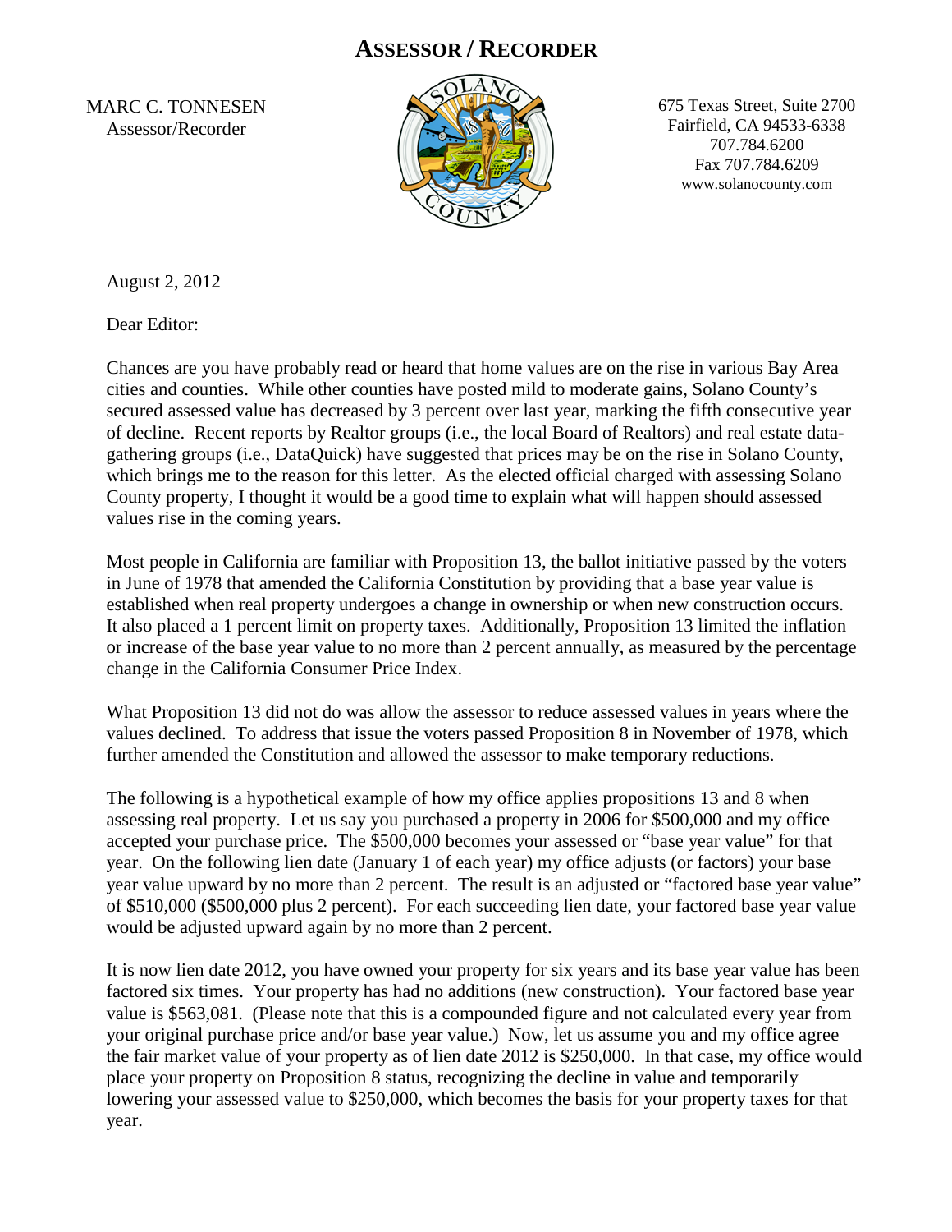# ASSESSOR / RECORDER

MARC C. TONNESEN
Assessor/Recorder

675 Texas Street, Suite 2700
Fairfield, CA 94533-6338
707.784.6200
Fax 707.784.6209
www.solanocounty.com

August 2, 2012

Dear Editor:

Chances are you have probably read or heard that home values are on the rise in various Bay Area cities and counties. While other counties have posted mild to moderate gains, Solano County's secured assessed value has decreased by 3 percent over last year, marking the fifth consecutive year of decline. Recent reports by Realtor groups (i.e., the local Board of Realtors) and real estate data-gathering groups (i.e., DataQuick) have suggested that prices may be on the rise in Solano County, which brings me to the reason for this letter. As the elected official charged with assessing Solano County property, I thought it would be a good time to explain what will happen should assessed values rise in the coming years.

Most people in California are familiar with Proposition 13, the ballot initiative passed by the voters in June of 1978 that amended the California Constitution by providing that a base year value is established when real property undergoes a change in ownership or when new construction occurs. It also placed a 1 percent limit on property taxes. Additionally, Proposition 13 limited the inflation or increase of the base year value to no more than 2 percent annually, as measured by the percentage change in the California Consumer Price Index.

What Proposition 13 did not do was allow the assessor to reduce assessed values in years where the values declined. To address that issue the voters passed Proposition 8 in November of 1978, which further amended the Constitution and allowed the assessor to make temporary reductions.

The following is a hypothetical example of how my office applies propositions 13 and 8 when assessing real property. Let us say you purchased a property in 2006 for $500,000 and my office accepted your purchase price. The $500,000 becomes your assessed or "base year value" for that year. On the following lien date (January 1 of each year) my office adjusts (or factors) your base year value upward by no more than 2 percent. The result is an adjusted or "factored base year value" of $510,000 ($500,000 plus 2 percent). For each succeeding lien date, your factored base year value would be adjusted upward again by no more than 2 percent.

It is now lien date 2012, you have owned your property for six years and its base year value has been factored six times. Your property has had no additions (new construction). Your factored base year value is $563,081. (Please note that this is a compounded figure and not calculated every year from your original purchase price and/or base year value.) Now, let us assume you and my office agree the fair market value of your property as of lien date 2012 is $250,000. In that case, my office would place your property on Proposition 8 status, recognizing the decline in value and temporarily lowering your assessed value to $250,000, which becomes the basis for your property taxes for that year.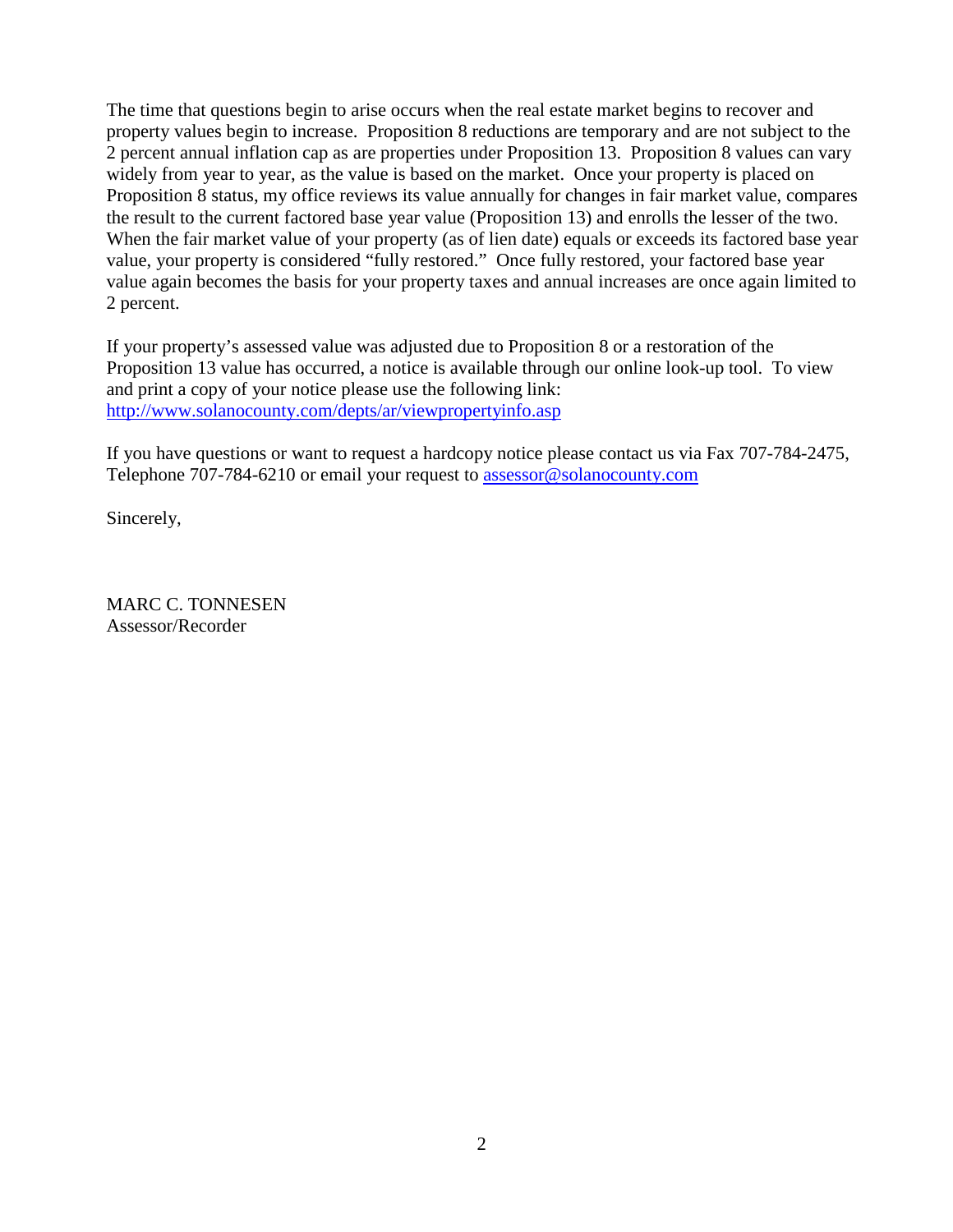The time that questions begin to arise occurs when the real estate market begins to recover and property values begin to increase. Proposition 8 reductions are temporary and are not subject to the 2 percent annual inflation cap as are properties under Proposition 13. Proposition 8 values can vary widely from year to year, as the value is based on the market. Once your property is placed on Proposition 8 status, my office reviews its value annually for changes in fair market value, compares the result to the current factored base year value (Proposition 13) and enrolls the lesser of the two. When the fair market value of your property (as of lien date) equals or exceeds its factored base year value, your property is considered "fully restored." Once fully restored, your factored base year value again becomes the basis for your property taxes and annual increases are once again limited to 2 percent.

If your property's assessed value was adjusted due to Proposition 8 or a restoration of the Proposition 13 value has occurred, a notice is available through our online look-up tool. To view and print a copy of your notice please use the following link: [http://www.solanocounty.com/depts/ar/viewpropertyinfo.asp](http://www.solanocounty.com/depts/ar/viewpropertyinfo.asp)

If you have questions or want to request a hardcopy notice please contact us via Fax 707-784-2475, Telephone 707-784-6210 or email your request to [assessor@solanocounty.com](mailto:assessor@solanocounty.com)

Sincerely,

MARC C. TONNESEN
Assessor/Recorder